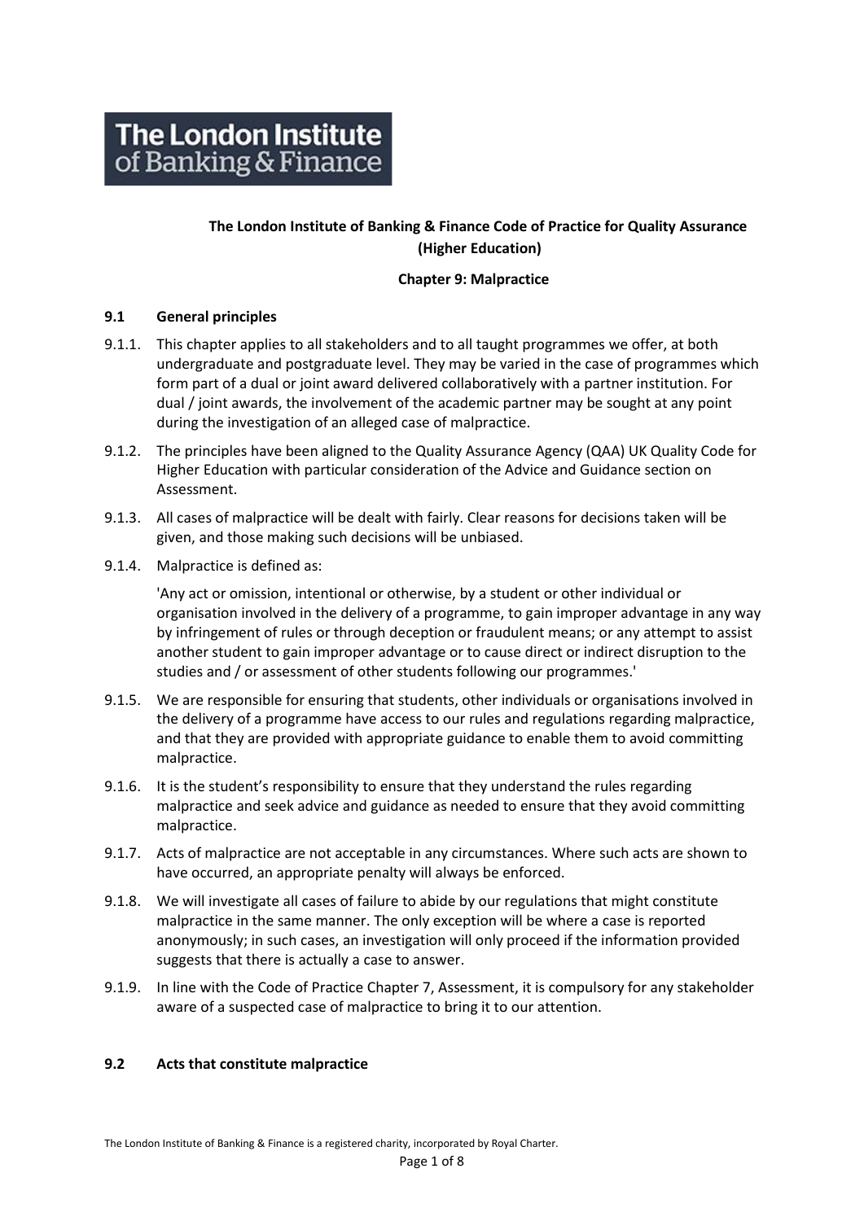The London Institute of Banking & Finance

**The London Institute of Banking & Finance Code of Practice for Quality Assurance (Higher Education)**

**Chapter 9: Malpractice**

## 9.1 General principles

9.1.1. This chapter applies to all stakeholders and to all taught programmes we offer, at both undergraduate and postgraduate level. They may be varied in the case of programmes which form part of a dual or joint award delivered collaboratively with a partner institution. For dual / joint awards, the involvement of the academic partner may be sought at any point during the investigation of an alleged case of malpractice.

9.1.2. The principles have been aligned to the Quality Assurance Agency (QAA) UK Quality Code for Higher Education with particular consideration of the Advice and Guidance section on Assessment.

9.1.3. All cases of malpractice will be dealt with fairly. Clear reasons for decisions taken will be given, and those making such decisions will be unbiased.

9.1.4. Malpractice is defined as:

'Any act or omission, intentional or otherwise, by a student or other individual or organisation involved in the delivery of a programme, to gain improper advantage in any way by infringement of rules or through deception or fraudulent means; or any attempt to assist another student to gain improper advantage or to cause direct or indirect disruption to the studies and / or assessment of other students following our programmes.'

9.1.5. We are responsible for ensuring that students, other individuals or organisations involved in the delivery of a programme have access to our rules and regulations regarding malpractice, and that they are provided with appropriate guidance to enable them to avoid committing malpractice.

9.1.6. It is the student's responsibility to ensure that they understand the rules regarding malpractice and seek advice and guidance as needed to ensure that they avoid committing malpractice.

9.1.7. Acts of malpractice are not acceptable in any circumstances. Where such acts are shown to have occurred, an appropriate penalty will always be enforced.

9.1.8. We will investigate all cases of failure to abide by our regulations that might constitute malpractice in the same manner. The only exception will be where a case is reported anonymously; in such cases, an investigation will only proceed if the information provided suggests that there is actually a case to answer.

9.1.9. In line with the Code of Practice Chapter 7, Assessment, it is compulsory for any stakeholder aware of a suspected case of malpractice to bring it to our attention.

## 9.2 Acts that constitute malpractice

The London Institute of Banking & Finance is a registered charity, incorporated by Royal Charter.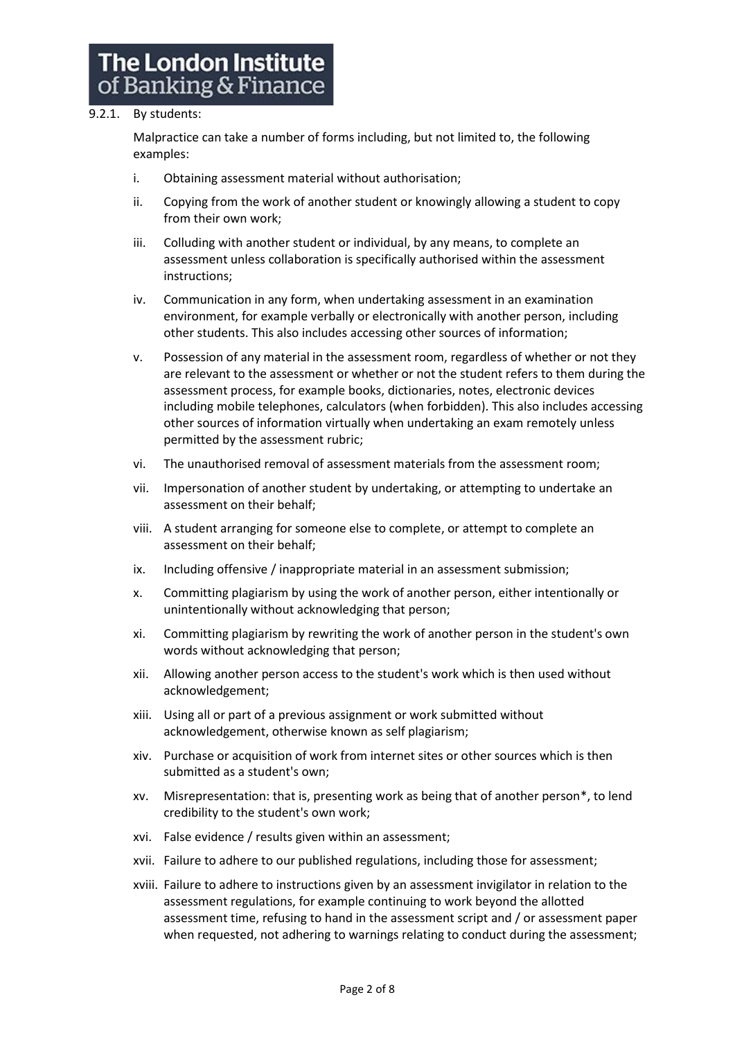9.2.1. By students:

Malpractice can take a number of forms including, but not limited to, the following examples:

i. Obtaining assessment material without authorisation;

ii. Copying from the work of another student or knowingly allowing a student to copy from their own work;

iii. Colluding with another student or individual, by any means, to complete an assessment unless collaboration is specifically authorised within the assessment instructions;

iv. Communication in any form, when undertaking assessment in an examination environment, for example verbally or electronically with another person, including other students. This also includes accessing other sources of information;

v. Possession of any material in the assessment room, regardless of whether or not they are relevant to the assessment or whether or not the student refers to them during the assessment process, for example books, dictionaries, notes, electronic devices including mobile telephones, calculators (when forbidden). This also includes accessing other sources of information virtually when undertaking an exam remotely unless permitted by the assessment rubric;

vi. The unauthorised removal of assessment materials from the assessment room;

vii. Impersonation of another student by undertaking, or attempting to undertake an assessment on their behalf;

viii. A student arranging for someone else to complete, or attempt to complete an assessment on their behalf;

ix. Including offensive / inappropriate material in an assessment submission;

x. Committing plagiarism by using the work of another person, either intentionally or unintentionally without acknowledging that person;

xi. Committing plagiarism by rewriting the work of another person in the student's own words without acknowledging that person;

xii. Allowing another person access to the student's work which is then used without acknowledgement;

xiii. Using all or part of a previous assignment or work submitted without acknowledgement, otherwise known as self plagiarism;

xiv. Purchase or acquisition of work from internet sites or other sources which is then submitted as a student's own;

xv. Misrepresentation: that is, presenting work as being that of another person*, to lend credibility to the student's own work;

xvi. False evidence / results given within an assessment;

xvii. Failure to adhere to our published regulations, including those for assessment;

xviii. Failure to adhere to instructions given by an assessment invigilator in relation to the assessment regulations, for example continuing to work beyond the allotted assessment time, refusing to hand in the assessment script and / or assessment paper when requested, not adhering to warnings relating to conduct during the assessment;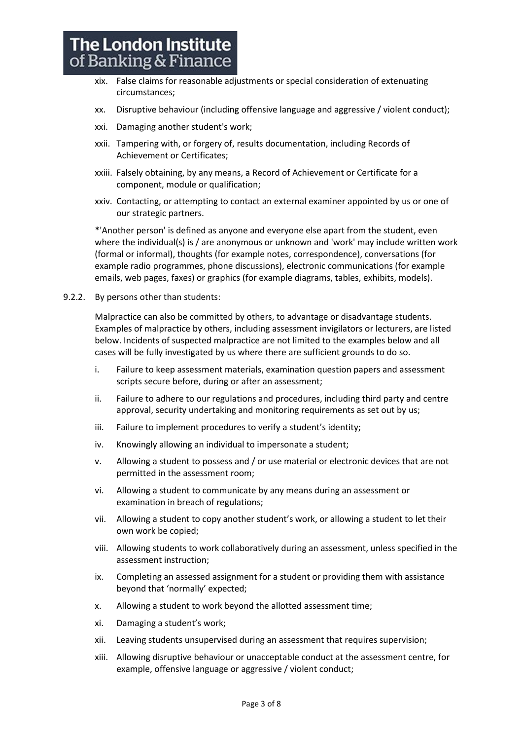xix. False claims for reasonable adjustments or special consideration of extenuating circumstances;

xx. Disruptive behaviour (including offensive language and aggressive / violent conduct);

xxi. Damaging another student's work;

xxii. Tampering with, or forgery of, results documentation, including Records of Achievement or Certificates;

xxiii. Falsely obtaining, by any means, a Record of Achievement or Certificate for a component, module or qualification;

xxiv. Contacting, or attempting to contact an external examiner appointed by us or one of our strategic partners.

*'Another person' is defined as anyone and everyone else apart from the student, even where the individual(s) is / are anonymous or unknown and 'work' may include written work (formal or informal), thoughts (for example notes, correspondence), conversations (for example radio programmes, phone discussions), electronic communications (for example emails, web pages, faxes) or graphics (for example diagrams, tables, exhibits, models).

9.2.2. By persons other than students:

Malpractice can also be committed by others, to advantage or disadvantage students. Examples of malpractice by others, including assessment invigilators or lecturers, are listed below. Incidents of suspected malpractice are not limited to the examples below and all cases will be fully investigated by us where there are sufficient grounds to do so.

i. Failure to keep assessment materials, examination question papers and assessment scripts secure before, during or after an assessment;

ii. Failure to adhere to our regulations and procedures, including third party and centre approval, security undertaking and monitoring requirements as set out by us;

iii. Failure to implement procedures to verify a student's identity;

iv. Knowingly allowing an individual to impersonate a student;

v. Allowing a student to possess and / or use material or electronic devices that are not permitted in the assessment room;

vi. Allowing a student to communicate by any means during an assessment or examination in breach of regulations;

vii. Allowing a student to copy another student's work, or allowing a student to let their own work be copied;

viii. Allowing students to work collaboratively during an assessment, unless specified in the assessment instruction;

ix. Completing an assessed assignment for a student or providing them with assistance beyond that 'normally' expected;

x. Allowing a student to work beyond the allotted assessment time;

xi. Damaging a student's work;

xii. Leaving students unsupervised during an assessment that requires supervision;

xiii. Allowing disruptive behaviour or unacceptable conduct at the assessment centre, for example, offensive language or aggressive / violent conduct;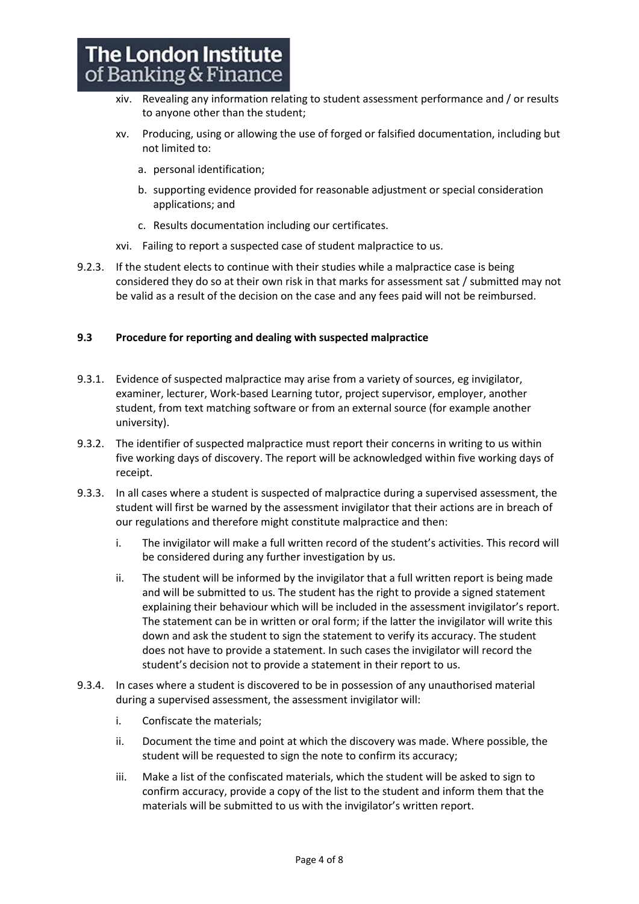xiv. Revealing any information relating to student assessment performance and / or results to anyone other than the student;

xv. Producing, using or allowing the use of forged or falsified documentation, including but not limited to:

a. personal identification;

b. supporting evidence provided for reasonable adjustment or special consideration applications; and

c. Results documentation including our certificates.

xvi. Failing to report a suspected case of student malpractice to us.

9.2.3. If the student elects to continue with their studies while a malpractice case is being considered they do so at their own risk in that marks for assessment sat / submitted may not be valid as a result of the decision on the case and any fees paid will not be reimbursed.

### 9.3 Procedure for reporting and dealing with suspected malpractice

9.3.1. Evidence of suspected malpractice may arise from a variety of sources, eg invigilator, examiner, lecturer, Work-based Learning tutor, project supervisor, employer, another student, from text matching software or from an external source (for example another university).

9.3.2. The identifier of suspected malpractice must report their concerns in writing to us within five working days of discovery. The report will be acknowledged within five working days of receipt.

9.3.3. In all cases where a student is suspected of malpractice during a supervised assessment, the student will first be warned by the assessment invigilator that their actions are in breach of our regulations and therefore might constitute malpractice and then:

i. The invigilator will make a full written record of the student's activities. This record will be considered during any further investigation by us.

ii. The student will be informed by the invigilator that a full written report is being made and will be submitted to us. The student has the right to provide a signed statement explaining their behaviour which will be included in the assessment invigilator's report. The statement can be in written or oral form; if the latter the invigilator will write this down and ask the student to sign the statement to verify its accuracy. The student does not have to provide a statement. In such cases the invigilator will record the student's decision not to provide a statement in their report to us.

9.3.4. In cases where a student is discovered to be in possession of any unauthorised material during a supervised assessment, the assessment invigilator will:

i. Confiscate the materials;

ii. Document the time and point at which the discovery was made. Where possible, the student will be requested to sign the note to confirm its accuracy;

iii. Make a list of the confiscated materials, which the student will be asked to sign to confirm accuracy, provide a copy of the list to the student and inform them that the materials will be submitted to us with the invigilator's written report.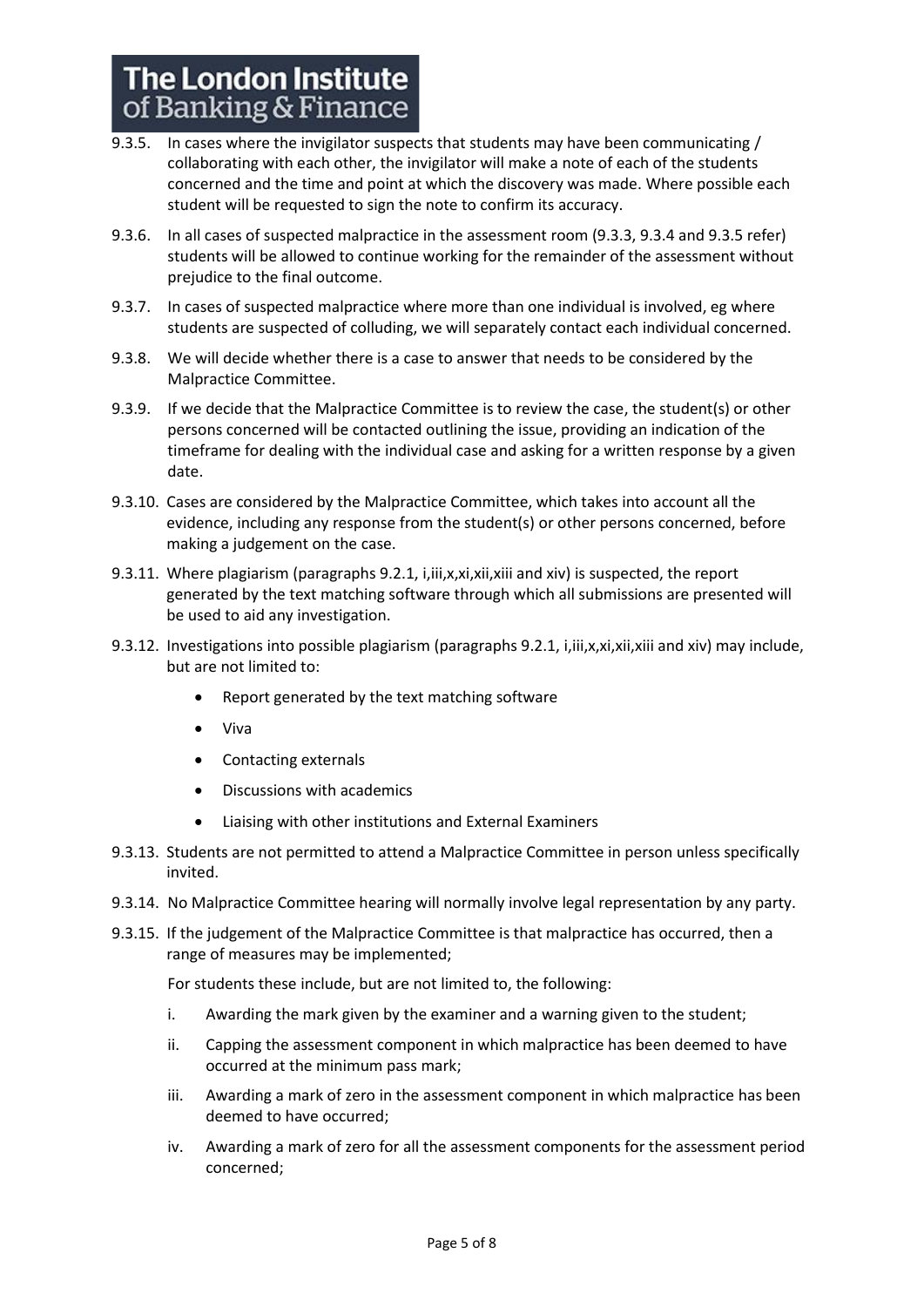9.3.5. In cases where the invigilator suspects that students may have been communicating / collaborating with each other, the invigilator will make a note of each of the students concerned and the time and point at which the discovery was made. Where possible each student will be requested to sign the note to confirm its accuracy.

9.3.6. In all cases of suspected malpractice in the assessment room (9.3.3, 9.3.4 and 9.3.5 refer) students will be allowed to continue working for the remainder of the assessment without prejudice to the final outcome.

9.3.7. In cases of suspected malpractice where more than one individual is involved, eg where students are suspected of colluding, we will separately contact each individual concerned.

9.3.8. We will decide whether there is a case to answer that needs to be considered by the Malpractice Committee.

9.3.9. If we decide that the Malpractice Committee is to review the case, the student(s) or other persons concerned will be contacted outlining the issue, providing an indication of the timeframe for dealing with the individual case and asking for a written response by a given date.

9.3.10. Cases are considered by the Malpractice Committee, which takes into account all the evidence, including any response from the student(s) or other persons concerned, before making a judgement on the case.

9.3.11. Where plagiarism (paragraphs 9.2.1, i,iii,x,xi,xii,xiii and xiv) is suspected, the report generated by the text matching software through which all submissions are presented will be used to aid any investigation.

9.3.12. Investigations into possible plagiarism (paragraphs 9.2.1, i,iii,x,xi,xii,xiii and xiv) may include, but are not limited to:

- Report generated by the text matching software
- Viva
- Contacting externals
- Discussions with academics
- Liaising with other institutions and External Examiners

9.3.13. Students are not permitted to attend a Malpractice Committee in person unless specifically invited.

9.3.14. No Malpractice Committee hearing will normally involve legal representation by any party.

9.3.15. If the judgement of the Malpractice Committee is that malpractice has occurred, then a range of measures may be implemented;

For students these include, but are not limited to, the following:

i. Awarding the mark given by the examiner and a warning given to the student;

ii. Capping the assessment component in which malpractice has been deemed to have occurred at the minimum pass mark;

iii. Awarding a mark of zero in the assessment component in which malpractice has been deemed to have occurred;

iv. Awarding a mark of zero for all the assessment components for the assessment period concerned;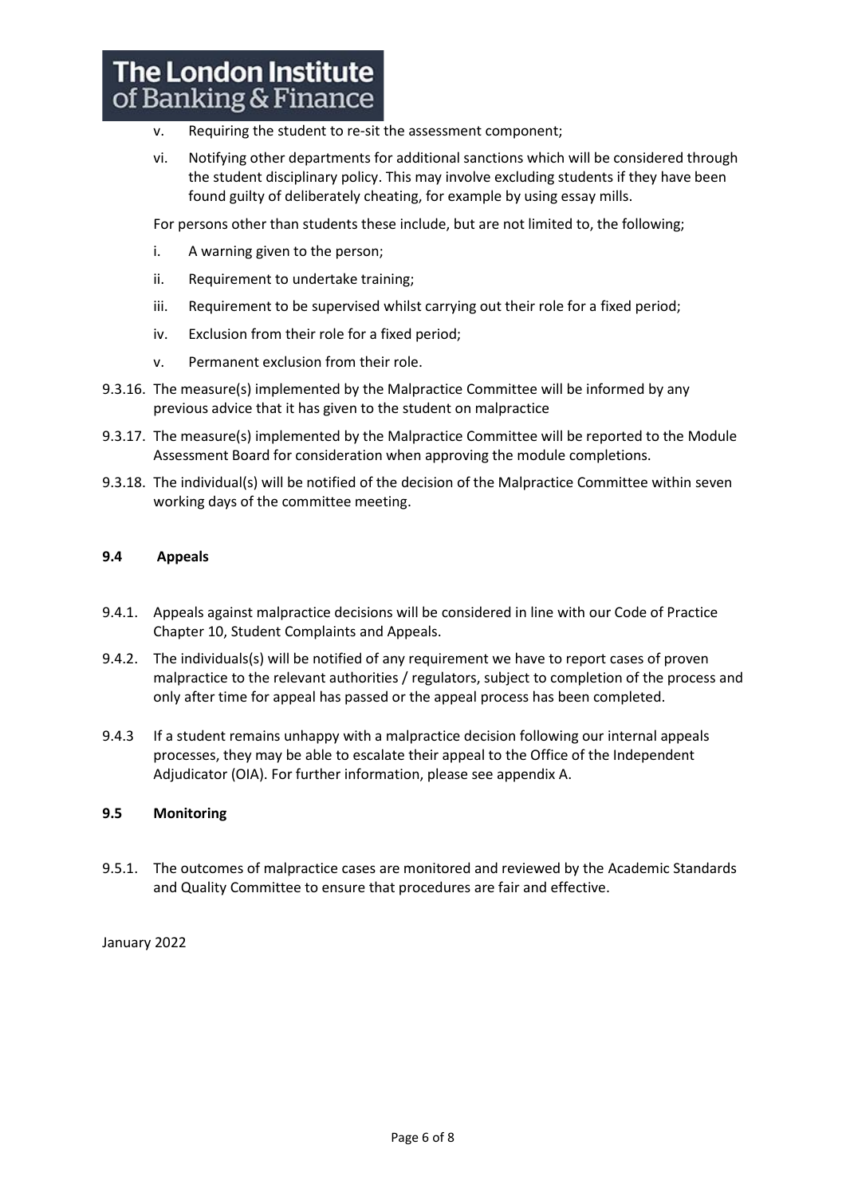v. Requiring the student to re-sit the assessment component;

vi. Notifying other departments for additional sanctions which will be considered through the student disciplinary policy. This may involve excluding students if they have been found guilty of deliberately cheating, for example by using essay mills.

For persons other than students these include, but are not limited to, the following;

i. A warning given to the person;

ii. Requirement to undertake training;

iii. Requirement to be supervised whilst carrying out their role for a fixed period;

iv. Exclusion from their role for a fixed period;

v. Permanent exclusion from their role.

9.3.16. The measure(s) implemented by the Malpractice Committee will be informed by any previous advice that it has given to the student on malpractice

9.3.17. The measure(s) implemented by the Malpractice Committee will be reported to the Module Assessment Board for consideration when approving the module completions.

9.3.18. The individual(s) will be notified of the decision of the Malpractice Committee within seven working days of the committee meeting.

### 9.4 Appeals

9.4.1. Appeals against malpractice decisions will be considered in line with our Code of Practice Chapter 10, Student Complaints and Appeals.

9.4.2. The individuals(s) will be notified of any requirement we have to report cases of proven malpractice to the relevant authorities / regulators, subject to completion of the process and only after time for appeal has passed or the appeal process has been completed.

9.4.3 If a student remains unhappy with a malpractice decision following our internal appeals processes, they may be able to escalate their appeal to the Office of the Independent Adjudicator (OIA). For further information, please see appendix A.

### 9.5 Monitoring

9.5.1. The outcomes of malpractice cases are monitored and reviewed by the Academic Standards and Quality Committee to ensure that procedures are fair and effective.

January 2022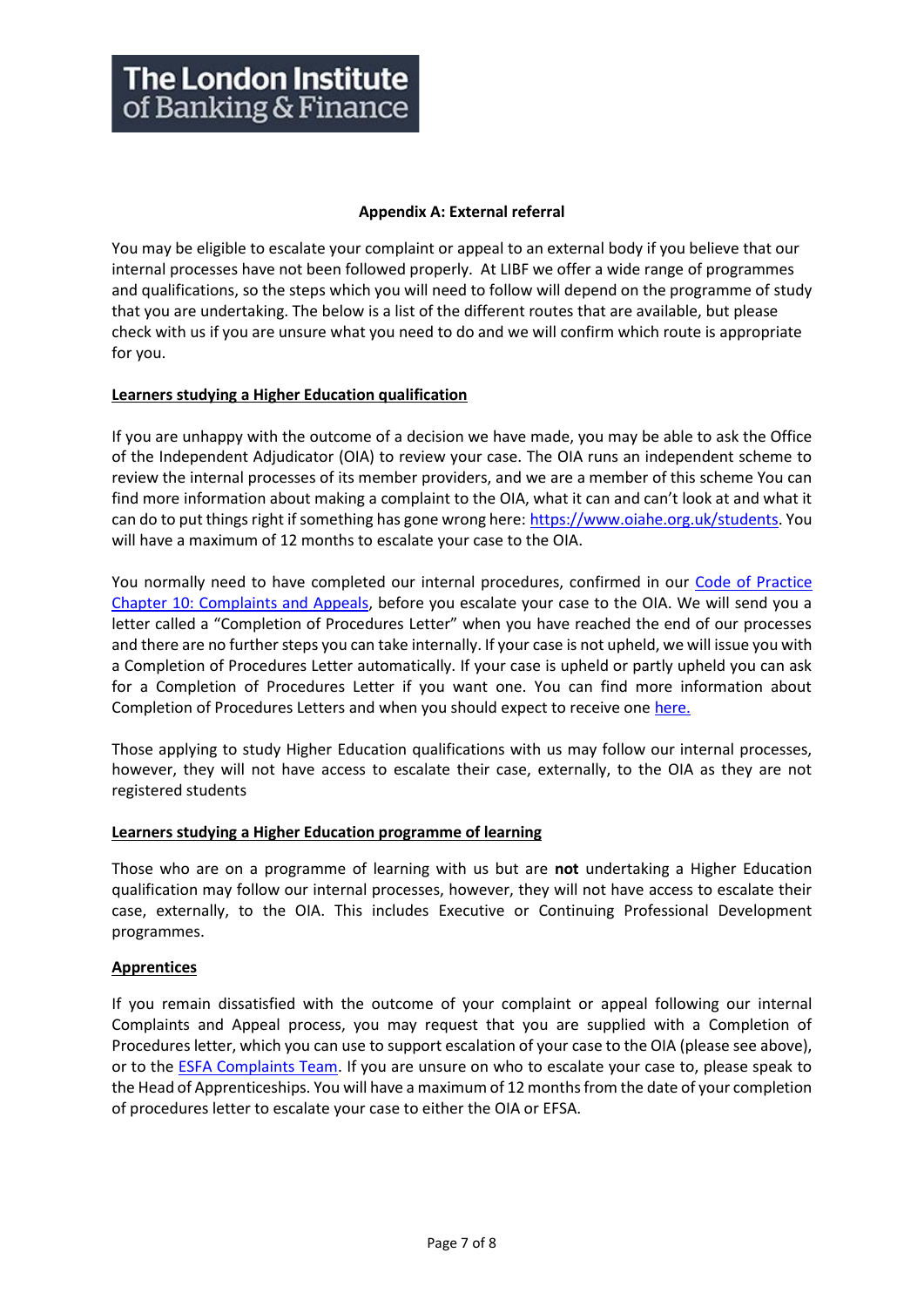The London Institute of Banking & Finance

## Appendix A: External referral

You may be eligible to escalate your complaint or appeal to an external body if you believe that our internal processes have not been followed properly. At LIBF we offer a wide range of programmes and qualifications, so the steps which you will need to follow will depend on the programme of study that you are undertaking. The below is a list of the different routes that are available, but please check with us if you are unsure what you need to do and we will confirm which route is appropriate for you.

### Learners studying a Higher Education qualification

If you are unhappy with the outcome of a decision we have made, you may be able to ask the Office of the Independent Adjudicator (OIA) to review your case. The OIA runs an independent scheme to review the internal processes of its member providers, and we are a member of this scheme You can find more information about making a complaint to the OIA, what it can and can't look at and what it can do to put things right if something has gone wrong here: [https://www.oiahe.org.uk/students](https://www.oiahe.org.uk/students). You will have a maximum of 12 months to escalate your case to the OIA.

You normally need to have completed our internal procedures, confirmed in our [Code of Practice Chapter 10: Complaints and Appeals](), before you escalate your case to the OIA. We will send you a letter called a "Completion of Procedures Letter" when you have reached the end of our processes and there are no further steps you can take internally. If your case is not upheld, we will issue you with a Completion of Procedures Letter automatically. If your case is upheld or partly upheld you can ask for a Completion of Procedures Letter if you want one. You can find more information about Completion of Procedures Letters and when you should expect to receive one [here.]()

Those applying to study Higher Education qualifications with us may follow our internal processes, however, they will not have access to escalate their case, externally, to the OIA as they are not registered students

### Learners studying a Higher Education programme of learning

Those who are on a programme of learning with us but are **not** undertaking a Higher Education qualification may follow our internal processes, however, they will not have access to escalate their case, externally, to the OIA. This includes Executive or Continuing Professional Development programmes.

### Apprentices

If you remain dissatisfied with the outcome of your complaint or appeal following our internal Complaints and Appeal process, you may request that you are supplied with a Completion of Procedures letter, which you can use to support escalation of your case to the OIA (please see above), or to the [ESFA Complaints Team](). If you are unsure on who to escalate your case to, please speak to the Head of Apprenticeships. You will have a maximum of 12 months from the date of your completion of procedures letter to escalate your case to either the OIA or EFSA.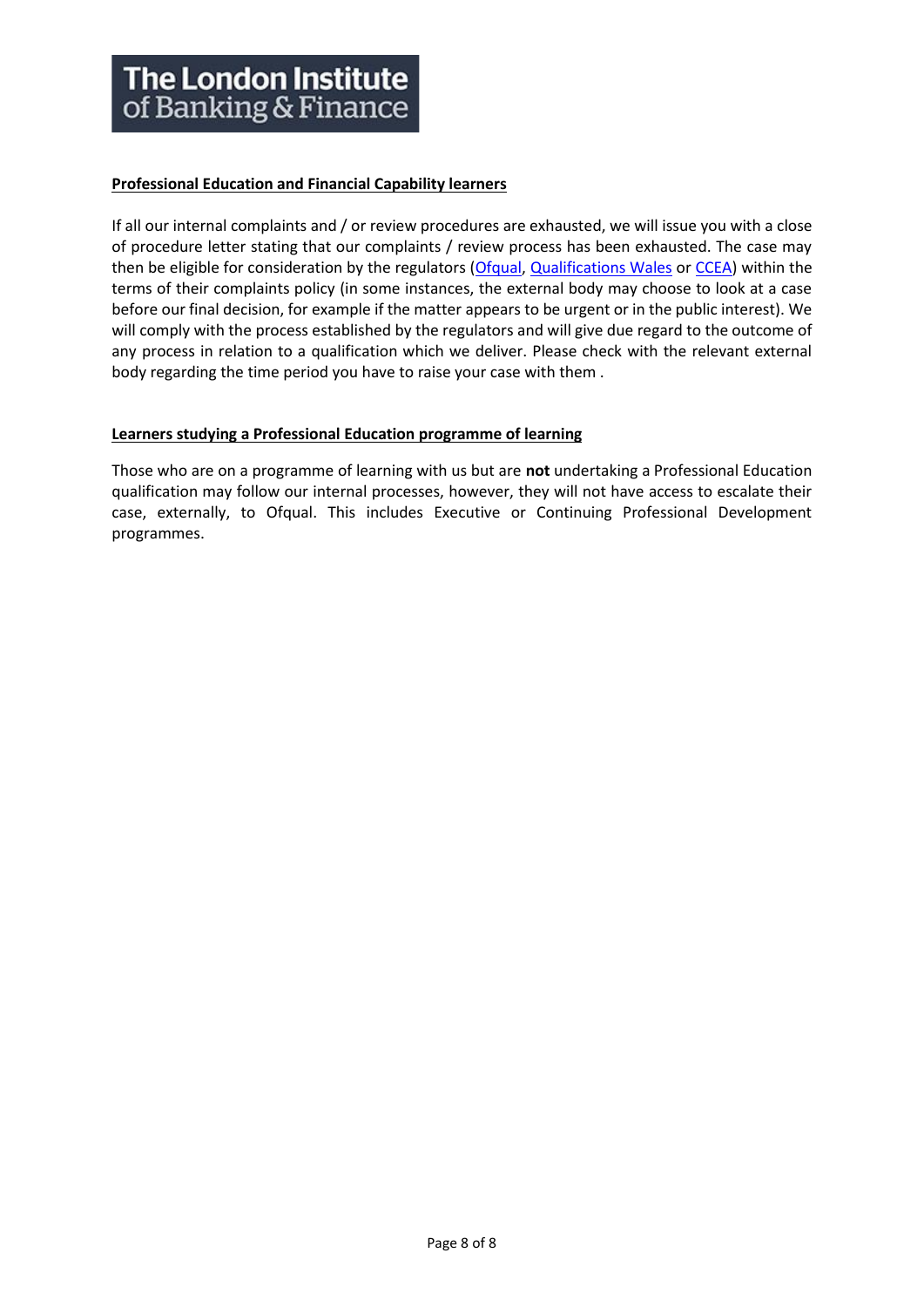**Professional Education and Financial Capability learners**

If all our internal complaints and / or review procedures are exhausted, we will issue you with a close of procedure letter stating that our complaints / review process has been exhausted. The case may then be eligible for consideration by the regulators (Ofqual, Qualifications Wales or CCEA) within the terms of their complaints policy (in some instances, the external body may choose to look at a case before our final decision, for example if the matter appears to be urgent or in the public interest). We will comply with the process established by the regulators and will give due regard to the outcome of any process in relation to a qualification which we deliver. Please check with the relevant external body regarding the time period you have to raise your case with them .

**Learners studying a Professional Education programme of learning**

Those who are on a programme of learning with us but are **not** undertaking a Professional Education qualification may follow our internal processes, however, they will not have access to escalate their case, externally, to Ofqual. This includes Executive or Continuing Professional Development programmes.